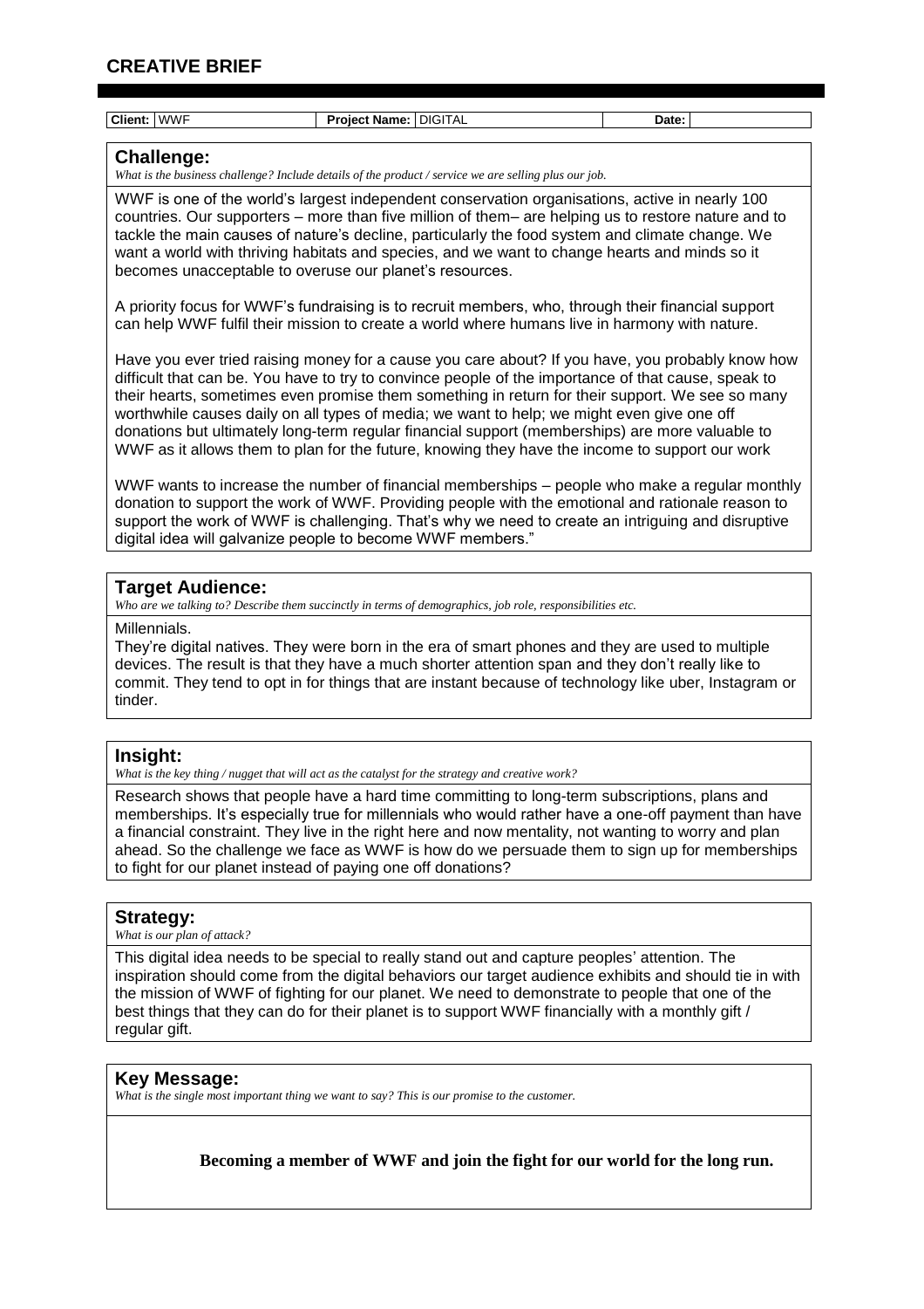# CREATIVE BRIEF

| Client: | WWF | Project Name: | DIGITAL | Date: | |
|---|---|---|---|---|---|

## Challenge:

*What is the business challenge? Include details of the product / service we are selling plus our job.*

WWF is one of the world's largest independent conservation organisations, active in nearly 100 countries. Our supporters – more than five million of them– are helping us to restore nature and to tackle the main causes of nature's decline, particularly the food system and climate change. We want a world with thriving habitats and species, and we want to change hearts and minds so it becomes unacceptable to overuse our planet's resources.

A priority focus for WWF's fundraising is to recruit members, who, through their financial support can help WWF fulfil their mission to create a world where humans live in harmony with nature.

Have you ever tried raising money for a cause you care about? If you have, you probably know how difficult that can be. You have to try to convince people of the importance of that cause, speak to their hearts, sometimes even promise them something in return for their support. We see so many worthwhile causes daily on all types of media; we want to help; we might even give one off donations but ultimately long-term regular financial support (memberships) are more valuable to WWF as it allows them to plan for the future, knowing they have the income to support our work

WWF wants to increase the number of financial memberships – people who make a regular monthly donation to support the work of WWF. Providing people with the emotional and rationale reason to support the work of WWF is challenging. That's why we need to create an intriguing and disruptive digital idea will galvanize people to become WWF members."

## Target Audience:

*Who are we talking to? Describe them succinctly in terms of demographics, job role, responsibilities etc.*

Millennials.

They're digital natives. They were born in the era of smart phones and they are used to multiple devices. The result is that they have a much shorter attention span and they don't really like to commit. They tend to opt in for things that are instant because of technology like uber, Instagram or tinder.

## Insight:

*What is the key thing / nugget that will act as the catalyst for the strategy and creative work?*

Research shows that people have a hard time committing to long-term subscriptions, plans and memberships. It's especially true for millennials who would rather have a one-off payment than have a financial constraint. They live in the right here and now mentality, not wanting to worry and plan ahead. So the challenge we face as WWF is how do we persuade them to sign up for memberships to fight for our planet instead of paying one off donations?

## Strategy:

*What is our plan of attack?*

This digital idea needs to be special to really stand out and capture peoples' attention. The inspiration should come from the digital behaviors our target audience exhibits and should tie in with the mission of WWF of fighting for our planet. We need to demonstrate to people that one of the best things that they can do for their planet is to support WWF financially with a monthly gift / regular gift.

## Key Message:

*What is the single most important thing we want to say? This is our promise to the customer.*

**Becoming a member of WWF and join the fight for our world for the long run.**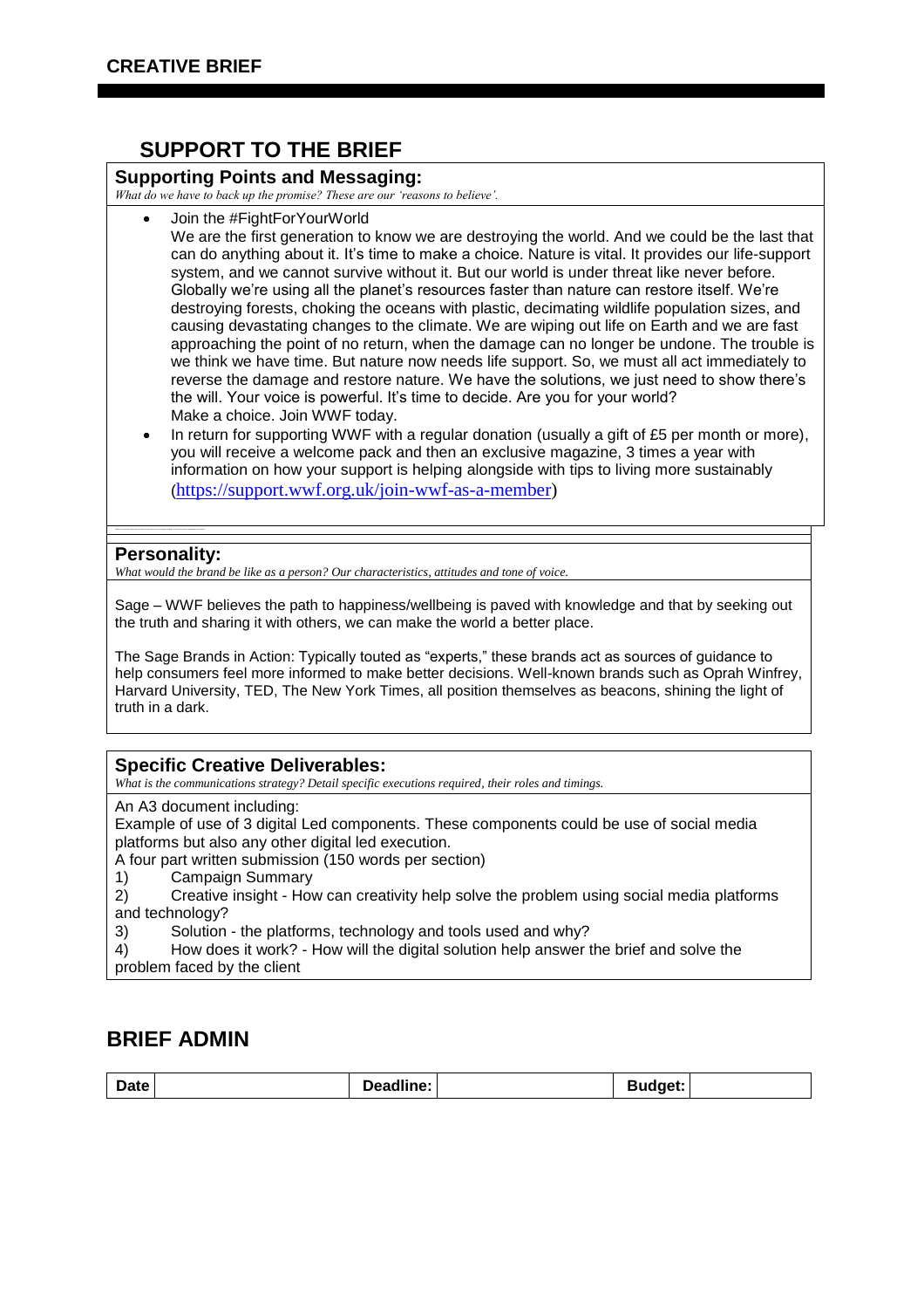## CREATIVE BRIEF

# SUPPORT TO THE BRIEF

### Supporting Points and Messaging:

*What do we have to back up the promise? These are our 'reasons to believe'.*

- Join the #FightForYourWorld
  We are the first generation to know we are destroying the world. And we could be the last that can do anything about it. It's time to make a choice. Nature is vital. It provides our life-support system, and we cannot survive without it. But our world is under threat like never before. Globally we're using all the planet's resources faster than nature can restore itself. We're destroying forests, choking the oceans with plastic, decimating wildlife population sizes, and causing devastating changes to the climate. We are wiping out life on Earth and we are fast approaching the point of no return, when the damage can no longer be undone. The trouble is we think we have time. But nature now needs life support. So, we must all act immediately to reverse the damage and restore nature. We have the solutions, we just need to show there's the will. Your voice is powerful. It's time to decide. Are you for your world?
  Make a choice. Join WWF today.
- In return for supporting WWF with a regular donation (usually a gift of £5 per month or more), you will receive a welcome pack and then an exclusive magazine, 3 times a year with information on how your support is helping alongside with tips to living more sustainably (https://support.wwf.org.uk/join-wwf-as-a-member)

### Personality:

*What would the brand be like as a person? Our characteristics, attitudes and tone of voice.*

Sage – WWF believes the path to happiness/wellbeing is paved with knowledge and that by seeking out the truth and sharing it with others, we can make the world a better place.

The Sage Brands in Action: Typically touted as "experts," these brands act as sources of guidance to help consumers feel more informed to make better decisions. Well-known brands such as Oprah Winfrey, Harvard University, TED, The New York Times, all position themselves as beacons, shining the light of truth in a dark.

### Specific Creative Deliverables:

*What is the communications strategy? Detail specific executions required, their roles and timings.*

An A3 document including:
Example of use of 3 digital Led components. These components could be use of social media platforms but also any other digital led execution.
A four part written submission (150 words per section)

1) Campaign Summary
2) Creative insight - How can creativity help solve the problem using social media platforms and technology?
3) Solution - the platforms, technology and tools used and why?
4) How does it work? - How will the digital solution help answer the brief and solve the problem faced by the client

# BRIEF ADMIN

| Date | | Deadline: | | Budget: | |
|---|---|---|---|---|---|